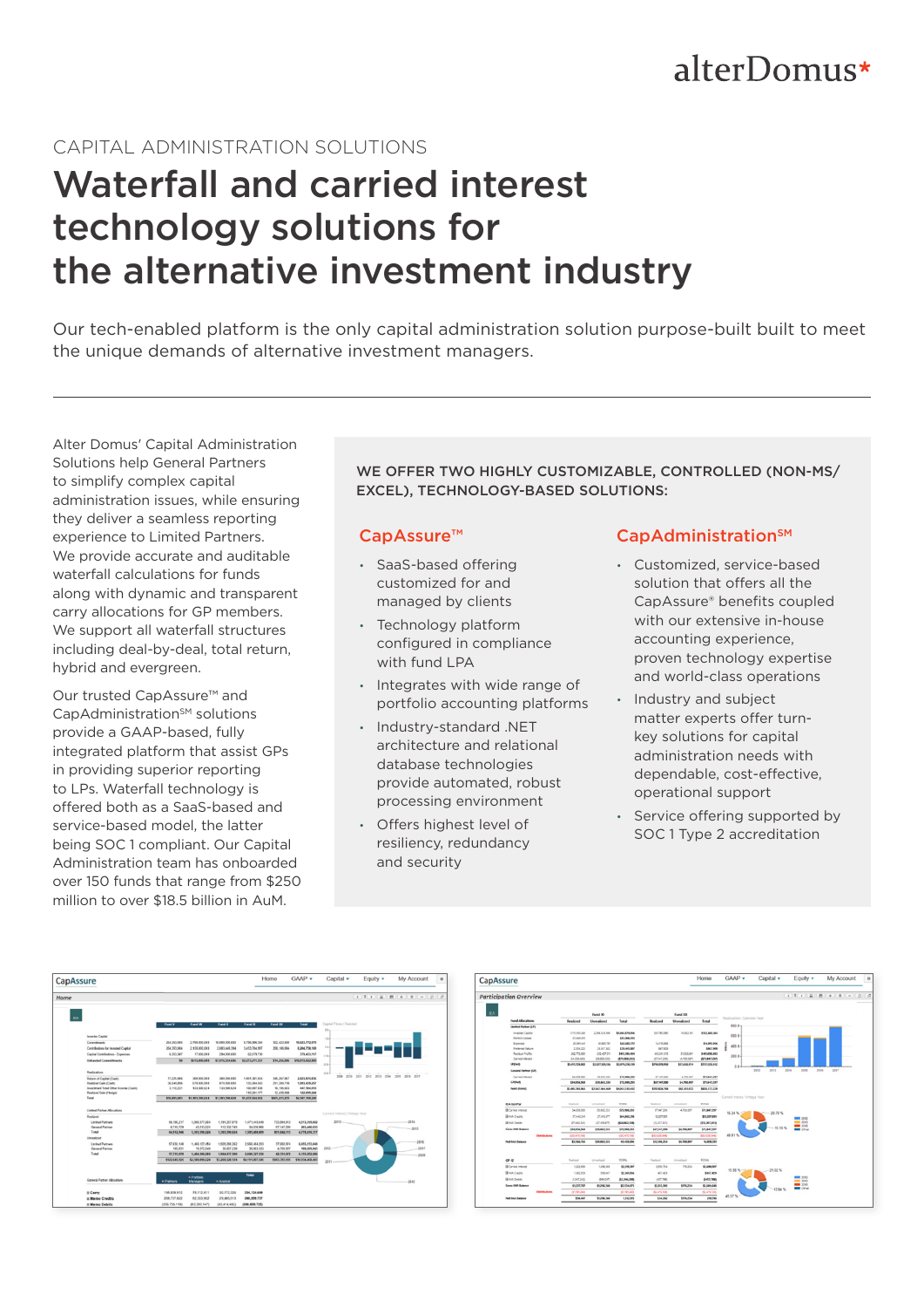alterDomus*

CAPITAL ADMINISTRATION SOLUTIONS

# Waterfall and carried interest technology solutions for the alternative investment industry

Our tech-enabled platform is the only capital administration solution purpose-built built to meet the unique demands of alternative investment managers.

Alter Domus' Capital Administration Solutions help General Partners to simplify complex capital administration issues, while ensuring they deliver a seamless reporting experience to Limited Partners. We provide accurate and auditable waterfall calculations for funds along with dynamic and transparent carry allocations for GP members. We support all waterfall structures including deal-by-deal, total return, hybrid and evergreen.

Our trusted CapAssure™ and CapAdministration℠ solutions provide a GAAP-based, fully integrated platform that assist GPs in providing superior reporting to LPs. Waterfall technology is offered both as a SaaS-based and service-based model, the latter being SOC 1 compliant. Our Capital Administration team has onboarded over 150 funds that range from $250 million to over $18.5 billion in AuM.

## WE OFFER TWO HIGHLY CUSTOMIZABLE, CONTROLLED (NON-MS/EXCEL), TECHNOLOGY-BASED SOLUTIONS:

### CapAssure™

- SaaS-based offering customized for and managed by clients
- Technology platform configured in compliance with fund LPA
- Integrates with wide range of portfolio accounting platforms
- Industry-standard .NET architecture and relational database technologies provide automated, robust processing environment
- Offers highest level of resiliency, redundancy and security

### CapAdministration℠

- Customized, service-based solution that offers all the CapAssure® benefits coupled with our extensive in-house accounting experience, proven technology expertise and world-class operations
- Industry and subject matter experts offer turn-key solutions for capital administration needs with dependable, cost-effective, operational support
- Service offering supported by SOC 1 Type 2 accreditation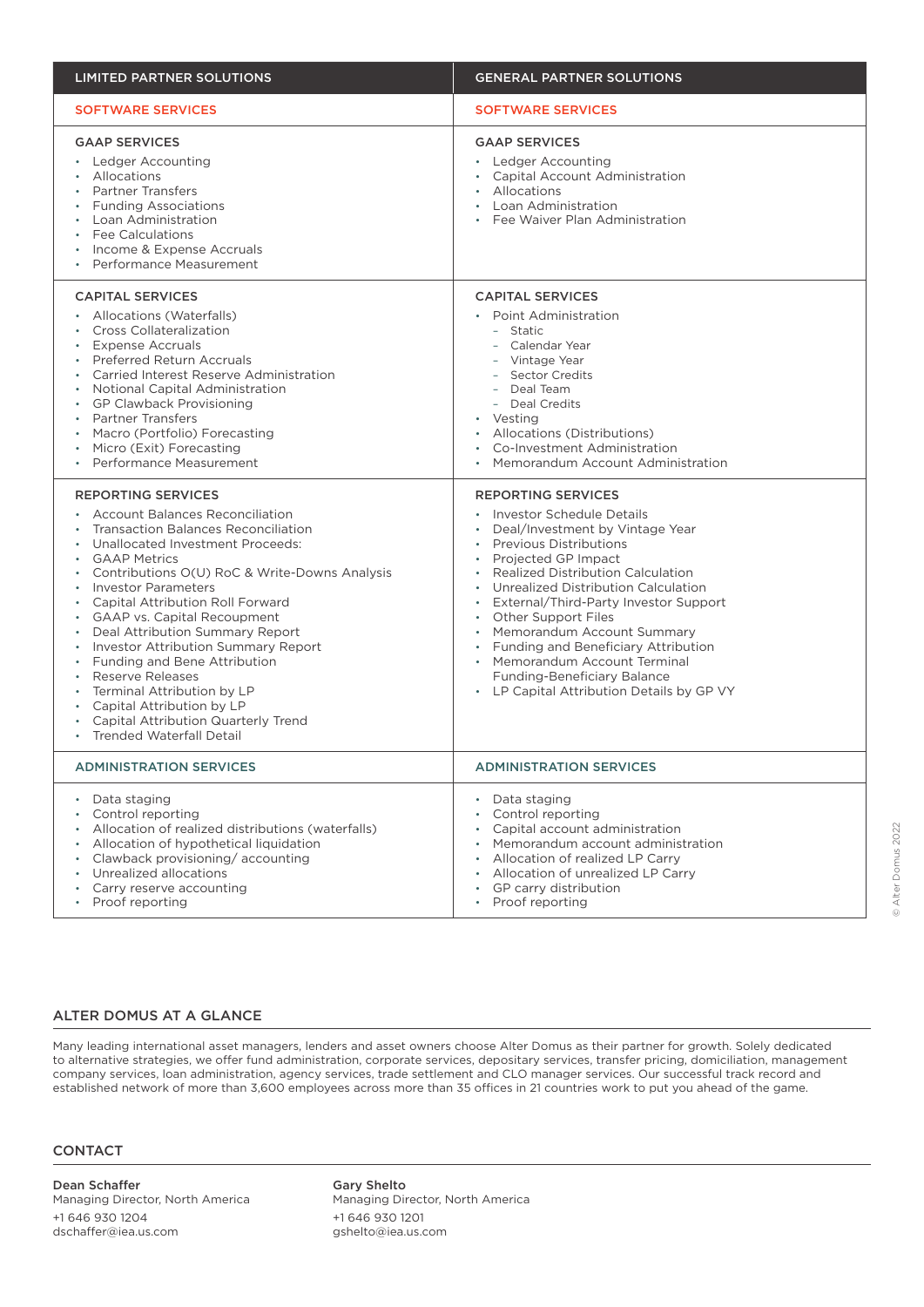| LIMITED PARTNER SOLUTIONS | GENERAL PARTNER SOLUTIONS |
| --- | --- |
| **SOFTWARE SERVICES** | **SOFTWARE SERVICES** |
| **GAAP SERVICES**<br>• Ledger Accounting<br>• Allocations<br>• Partner Transfers<br>• Funding Associations<br>• Loan Administration<br>• Fee Calculations<br>• Income & Expense Accruals<br>• Performance Measurement | **GAAP SERVICES**<br>• Ledger Accounting<br>• Capital Account Administration<br>• Allocations<br>• Loan Administration<br>• Fee Waiver Plan Administration |
| **CAPITAL SERVICES**<br>• Allocations (Waterfalls)<br>• Cross Collateralization<br>• Expense Accruals<br>• Preferred Return Accruals<br>• Carried Interest Reserve Administration<br>• Notional Capital Administration<br>• GP Clawback Provisioning<br>• Partner Transfers<br>• Macro (Portfolio) Forecasting<br>• Micro (Exit) Forecasting<br>• Performance Measurement | **CAPITAL SERVICES**<br>• Point Administration<br>  – Static<br>  – Calendar Year<br>  – Vintage Year<br>  – Sector Credits<br>  – Deal Team<br>  – Deal Credits<br>• Vesting<br>• Allocations (Distributions)<br>• Co-Investment Administration<br>• Memorandum Account Administration |
| **REPORTING SERVICES**<br>• Account Balances Reconciliation<br>• Transaction Balances Reconciliation<br>• Unallocated Investment Proceeds:<br>• GAAP Metrics<br>• Contributions O(U) RoC & Write-Downs Analysis<br>• Investor Parameters<br>• Capital Attribution Roll Forward<br>• GAAP vs. Capital Recoupment<br>• Deal Attribution Summary Report<br>• Investor Attribution Summary Report<br>• Funding and Bene Attribution<br>• Reserve Releases<br>• Terminal Attribution by LP<br>• Capital Attribution by LP<br>• Capital Attribution Quarterly Trend<br>• Trended Waterfall Detail | **REPORTING SERVICES**<br>• Investor Schedule Details<br>• Deal/Investment by Vintage Year<br>• Previous Distributions<br>• Projected GP Impact<br>• Realized Distribution Calculation<br>• Unrealized Distribution Calculation<br>• External/Third-Party Investor Support<br>• Other Support Files<br>• Memorandum Account Summary<br>• Funding and Beneficiary Attribution<br>• Memorandum Account Terminal Funding-Beneficiary Balance<br>• LP Capital Attribution Details by GP VY |
| **ADMINISTRATION SERVICES** | **ADMINISTRATION SERVICES** |
| • Data staging<br>• Control reporting<br>• Allocation of realized distributions (waterfalls)<br>• Allocation of hypothetical liquidation<br>• Clawback provisioning/ accounting<br>• Unrealized allocations<br>• Carry reserve accounting<br>• Proof reporting | • Data staging<br>• Control reporting<br>• Capital account administration<br>• Memorandum account administration<br>• Allocation of realized LP Carry<br>• Allocation of unrealized LP Carry<br>• GP carry distribution<br>• Proof reporting |

© Alter Domus 2022

## ALTER DOMUS AT A GLANCE

Many leading international asset managers, lenders and asset owners choose Alter Domus as their partner for growth. Solely dedicated to alternative strategies, we offer fund administration, corporate services, depositary services, transfer pricing, domiciliation, management company services, loan administration, agency services, trade settlement and CLO manager services. Our successful track record and established network of more than 3,600 employees across more than 35 offices in 21 countries work to put you ahead of the game.

## CONTACT

**Dean Schaffer**
Managing Director, North America
+1 646 930 1204
dschaffer@iea.us.com

**Gary Shelto**
Managing Director, North America
+1 646 930 1201
gshelto@iea.us.com